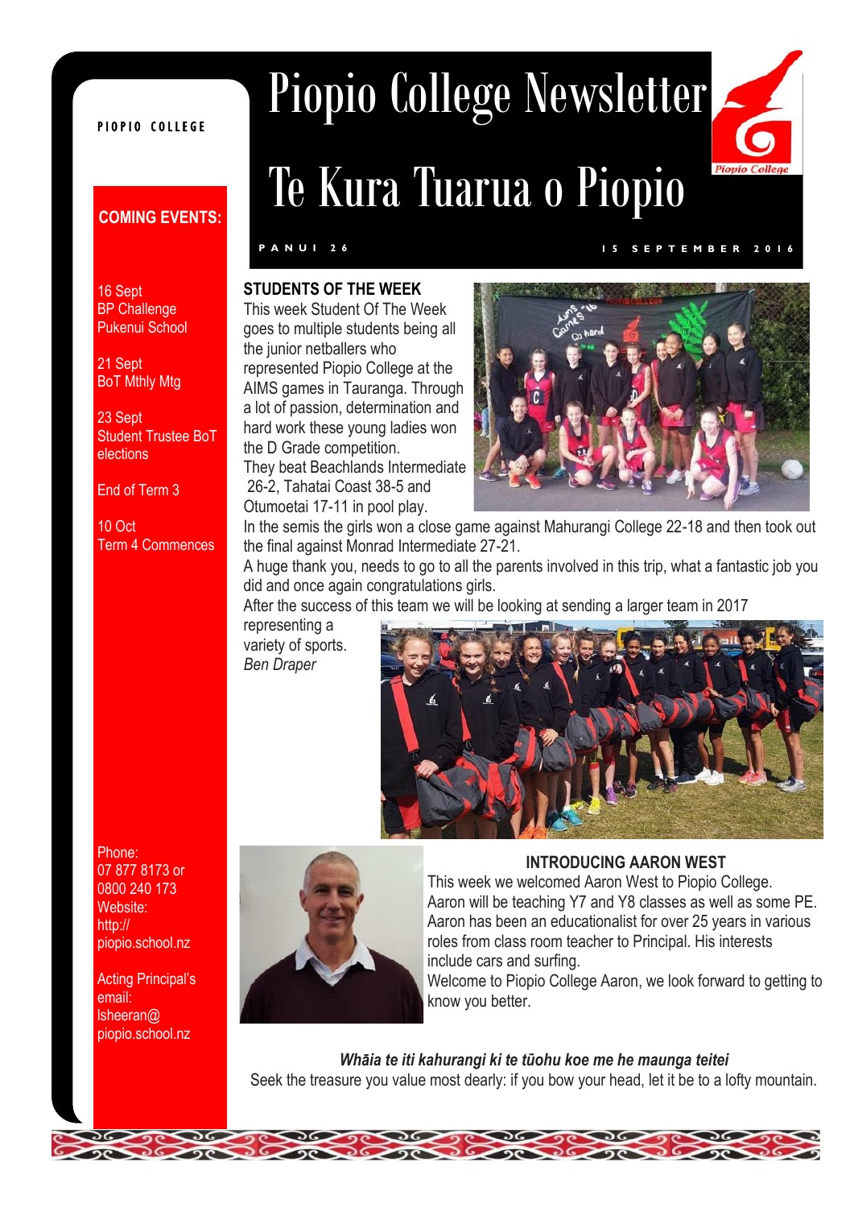PIOPIO COLLEGE

# Piopio College Newsletter

# Te Kura Tuarua o Piopio

PANUI 26 — 15 SEPTEMBER 2016

## COMING EVENTS:

16 Sept
BP Challenge
Pukenui School

21 Sept
BoT Mthly Mtg

23 Sept
Student Trustee BoT elections

End of Term 3

10 Oct
Term 4 Commences

Phone:
07 877 8173 or
0800 240 173
Website:
http://piopio.school.nz

Acting Principal's email:
lsheeran@piopio.school.nz

## STUDENTS OF THE WEEK

This week Student Of The Week goes to multiple students being all the junior netballers who represented Piopio College at the AIMS games in Tauranga. Through a lot of passion, determination and hard work these young ladies won the D Grade competition.
They beat Beachlands Intermediate 26-2, Tahatai Coast 38-5 and Otumoetai 17-11 in pool play.
In the semis the girls won a close game against Mahurangi College 22-18 and then took out the final against Monrad Intermediate 27-21.
A huge thank you, needs to go to all the parents involved in this trip, what a fantastic job you did and once again congratulations girls.
After the success of this team we will be looking at sending a larger team in 2017 representing a variety of sports.
*Ben Draper*

## INTRODUCING AARON WEST

This week we welcomed Aaron West to Piopio College. Aaron will be teaching Y7 and Y8 classes as well as some PE. Aaron has been an educationalist for over 25 years in various roles from class room teacher to Principal. His interests include cars and surfing.
Welcome to Piopio College Aaron, we look forward to getting to know you better.

***Whāia te iti kahurangi ki te tūohu koe me he maunga teitei***
Seek the treasure you value most dearly: if you bow your head, let it be to a lofty mountain.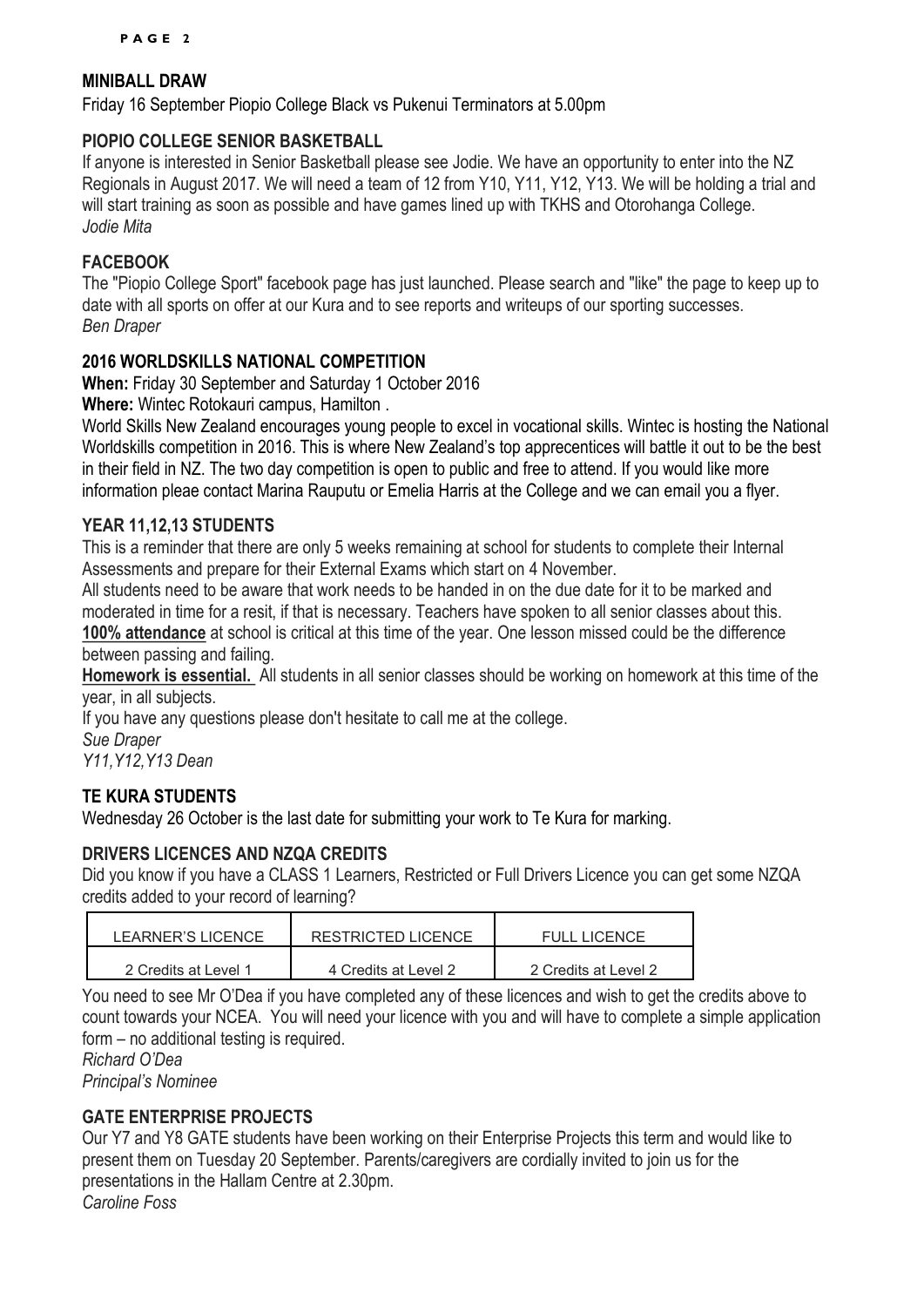## MINIBALL DRAW

Friday 16 September Piopio College Black vs Pukenui Terminators at 5.00pm

## PIOPIO COLLEGE SENIOR BASKETBALL

If anyone is interested in Senior Basketball please see Jodie. We have an opportunity to enter into the NZ Regionals in August 2017. We will need a team of 12 from Y10, Y11, Y12, Y13. We will be holding a trial and will start training as soon as possible and have games lined up with TKHS and Otorohanga College.

*Jodie Mita*

## FACEBOOK

The "Piopio College Sport" facebook page has just launched. Please search and "like" the page to keep up to date with all sports on offer at our Kura and to see reports and writeups of our sporting successes.

*Ben Draper*

## 2016 WORLDSKILLS NATIONAL COMPETITION

**When:** Friday 30 September and Saturday 1 October 2016

**Where:** Wintec Rotokauri campus, Hamilton .

World Skills New Zealand encourages young people to excel in vocational skills. Wintec is hosting the National Worldskills competition in 2016. This is where New Zealand's top apprecentices will battle it out to be the best in their field in NZ. The two day competition is open to public and free to attend. If you would like more information pleae contact Marina Rauputu or Emelia Harris at the College and we can email you a flyer.

## YEAR 11,12,13 STUDENTS

This is a reminder that there are only 5 weeks remaining at school for students to complete their Internal Assessments and prepare for their External Exams which start on 4 November.

All students need to be aware that work needs to be handed in on the due date for it to be marked and moderated in time for a resit, if that is necessary. Teachers have spoken to all senior classes about this.

**100% attendance** at school is critical at this time of the year. One lesson missed could be the difference between passing and failing.

**Homework is essential.** All students in all senior classes should be working on homework at this time of the year, in all subjects.

If you have any questions please don't hesitate to call me at the college.

*Sue Draper*
*Y11,Y12,Y13 Dean*

## TE KURA STUDENTS

Wednesday 26 October is the last date for submitting your work to Te Kura for marking.

## DRIVERS LICENCES AND NZQA CREDITS

Did you know if you have a CLASS 1 Learners, Restricted or Full Drivers Licence you can get some NZQA credits added to your record of learning?

| LEARNER'S LICENCE | RESTRICTED LICENCE | FULL LICENCE |
|---|---|---|
| 2 Credits at Level 1 | 4 Credits at Level 2 | 2 Credits at Level 2 |

You need to see Mr O'Dea if you have completed any of these licences and wish to get the credits above to count towards your NCEA. You will need your licence with you and will have to complete a simple application form – no additional testing is required.

*Richard O'Dea*
*Principal's Nominee*

## GATE ENTERPRISE PROJECTS

Our Y7 and Y8 GATE students have been working on their Enterprise Projects this term and would like to present them on Tuesday 20 September. Parents/caregivers are cordially invited to join us for the presentations in the Hallam Centre at 2.30pm.

*Caroline Foss*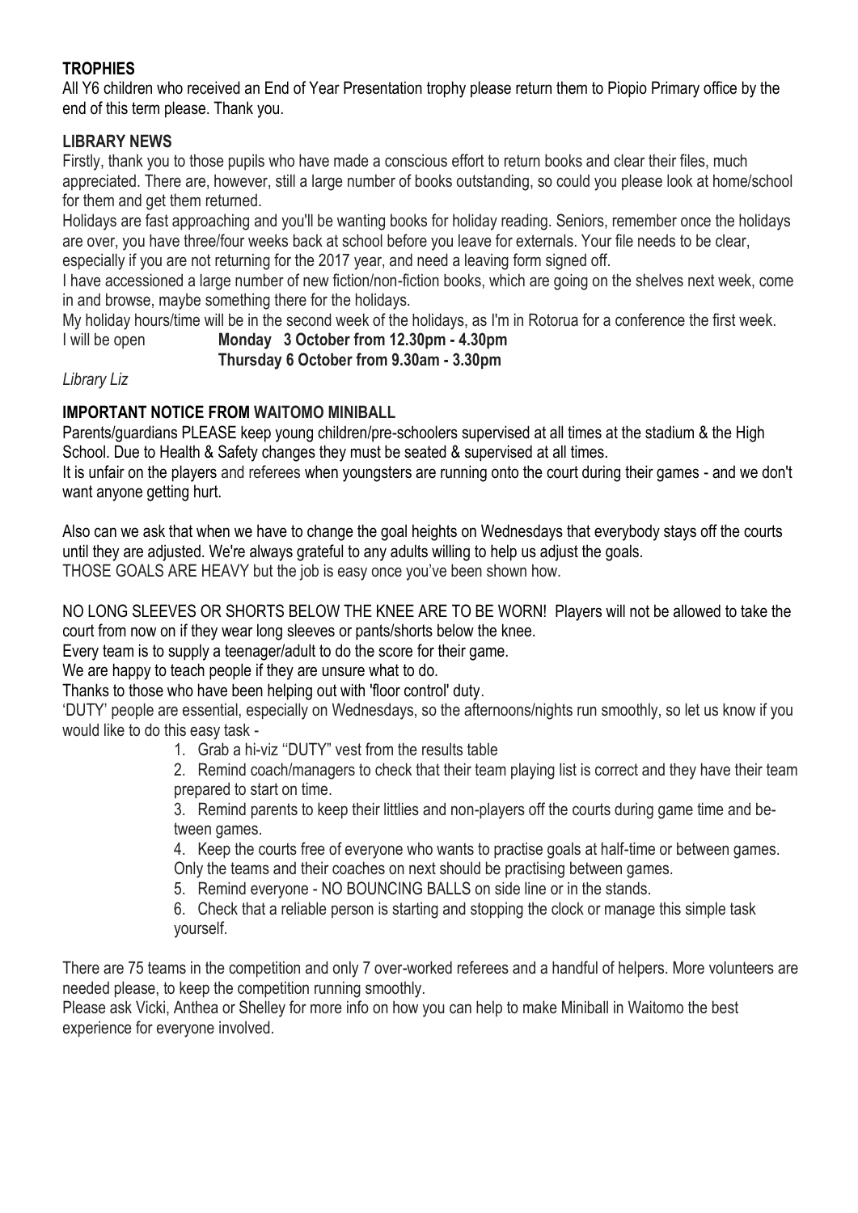**TROPHIES**

All Y6 children who received an End of Year Presentation trophy please return them to Piopio Primary office by the end of this term please. Thank you.

**LIBRARY NEWS**

Firstly, thank you to those pupils who have made a conscious effort to return books and clear their files, much appreciated. There are, however, still a large number of books outstanding, so could you please look at home/school for them and get them returned.

Holidays are fast approaching and you'll be wanting books for holiday reading. Seniors, remember once the holidays are over, you have three/four weeks back at school before you leave for externals. Your file needs to be clear, especially if you are not returning for the 2017 year, and need a leaving form signed off.

I have accessioned a large number of new fiction/non-fiction books, which are going on the shelves next week, come in and browse, maybe something there for the holidays.

My holiday hours/time will be in the second week of the holidays, as I'm in Rotorua for a conference the first week.

I will be open **Monday 3 October from 12.30pm - 4.30pm**
**Thursday 6 October from 9.30am - 3.30pm**

*Library Liz*

**IMPORTANT NOTICE FROM WAITOMO MINIBALL**

Parents/guardians PLEASE keep young children/pre-schoolers supervised at all times at the stadium & the High School. Due to Health & Safety changes they must be seated & supervised at all times.

It is unfair on the players and referees when youngsters are running onto the court during their games - and we don't want anyone getting hurt.

Also can we ask that when we have to change the goal heights on Wednesdays that everybody stays off the courts until they are adjusted. We're always grateful to any adults willing to help us adjust the goals.

THOSE GOALS ARE HEAVY but the job is easy once you've been shown how.

NO LONG SLEEVES OR SHORTS BELOW THE KNEE ARE TO BE WORN! Players will not be allowed to take the court from now on if they wear long sleeves or pants/shorts below the knee.

Every team is to supply a teenager/adult to do the score for their game.

We are happy to teach people if they are unsure what to do.

Thanks to those who have been helping out with 'floor control' duty.

'DUTY' people are essential, especially on Wednesdays, so the afternoons/nights run smoothly, so let us know if you would like to do this easy task -

1. Grab a hi-viz "DUTY" vest from the results table
2. Remind coach/managers to check that their team playing list is correct and they have their team prepared to start on time.
3. Remind parents to keep their littlies and non-players off the courts during game time and between games.
4. Keep the courts free of everyone who wants to practise goals at half-time or between games. Only the teams and their coaches on next should be practising between games.
5. Remind everyone - NO BOUNCING BALLS on side line or in the stands.
6. Check that a reliable person is starting and stopping the clock or manage this simple task yourself.

There are 75 teams in the competition and only 7 over-worked referees and a handful of helpers. More volunteers are needed please, to keep the competition running smoothly.

Please ask Vicki, Anthea or Shelley for more info on how you can help to make Miniball in Waitomo the best experience for everyone involved.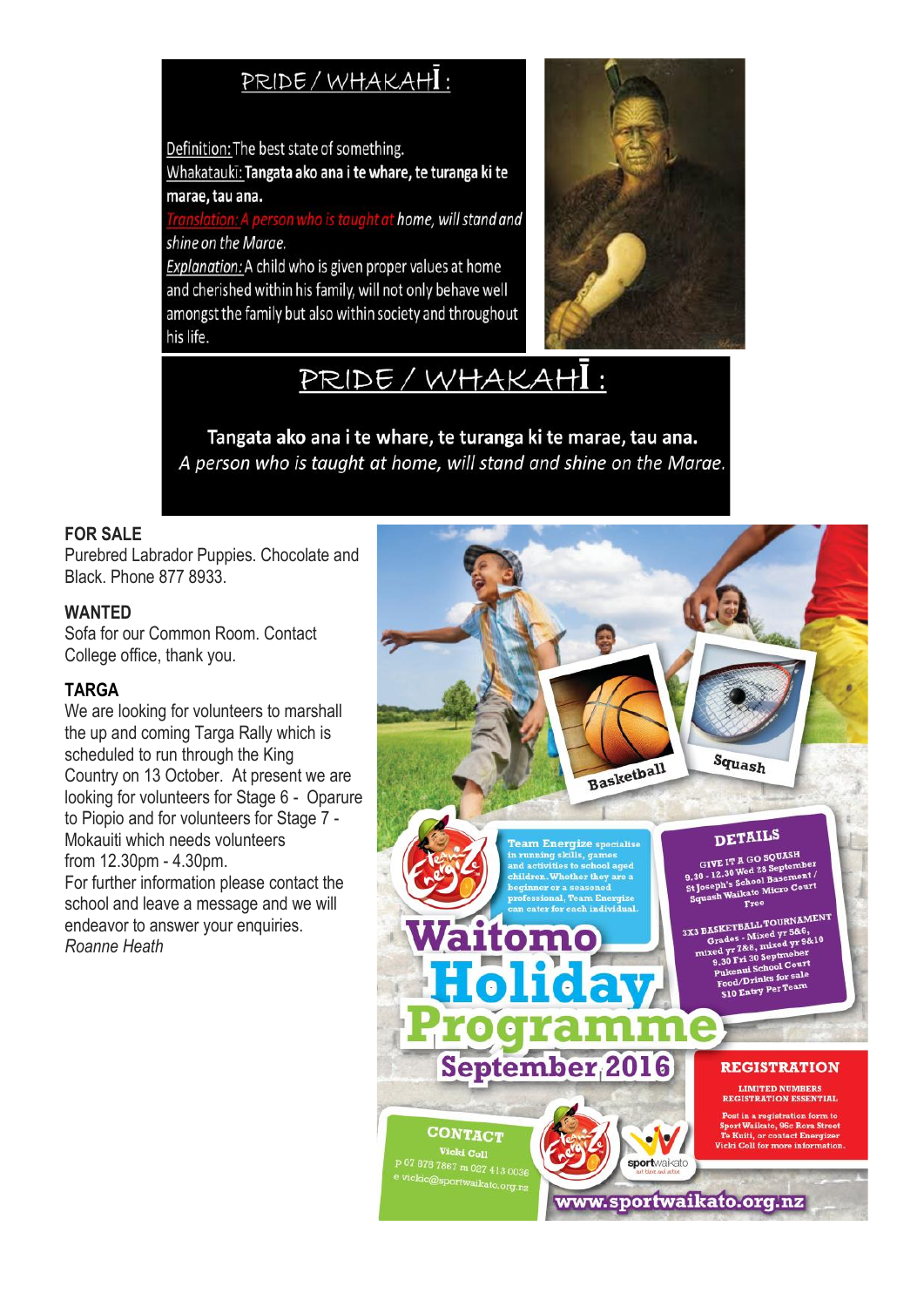## PRIDE / WHAKAHĪ:

Definition: The best state of something.

Whakataukī: **Tangata ako ana i te whare, te turanga ki te marae, tau ana.**

*Translation: A person who is taught at home, will stand and shine on the Marae.*

*Explanation:* A child who is given proper values at home and cherished within his family, will not only behave well amongst the family but also within society and throughout his life.

## PRIDE / WHAKAHĪ:

**Tangata ako ana i te whare, te turanga ki te marae, tau ana.**

*A person who is taught at home, will stand and shine on the Marae.*

**FOR SALE**

Purebred Labrador Puppies. Chocolate and Black. Phone 877 8933.

**WANTED**

Sofa for our Common Room. Contact College office, thank you.

**TARGA**

We are looking for volunteers to marshall the up and coming Targa Rally which is scheduled to run through the King Country on 13 October. At present we are looking for volunteers for Stage 6 - Oparure to Piopio and for volunteers for Stage 7 - Mokauiti which needs volunteers from 12.30pm - 4.30pm.

For further information please contact the school and leave a message and we will endeavor to answer your enquiries.

*Roanne Heath*

Basketball

Squash

Team Energize specialise in running skills, games and activities to school aged children. Whether they are a beginner or a seasoned professional, Team Energize can cater for each individual.

**Waitomo Holiday Programme September 2016**

**DETAILS**

GIVE IT A GO SQUASH
9.30 - 12.30 Wed 28 September
St Joseph's School Basement / Squash Waikato Micro Court
Free

3X3 BASKETBALL TOURNAMENT
Grades - Mixed yr 5&6, mixed yr 7&8, mixed yr 9&10
9.30 Fri 30 September
Pukenui School Court
Food/Drinks for sale
$10 Entry Per Team

**REGISTRATION**

LIMITED NUMBERS REGISTRATION ESSENTIAL

Post in a registration form to Sport Waikato, 96c Rora Street Te Kuiti, or contact Energizer Vicki Coll for more information.

**CONTACT**

Vicki Coll
p 07 878 7867 m 027 413 0036
e vickic@sportwaikato.org.nz

sportwaikato

www.sportwaikato.org.nz